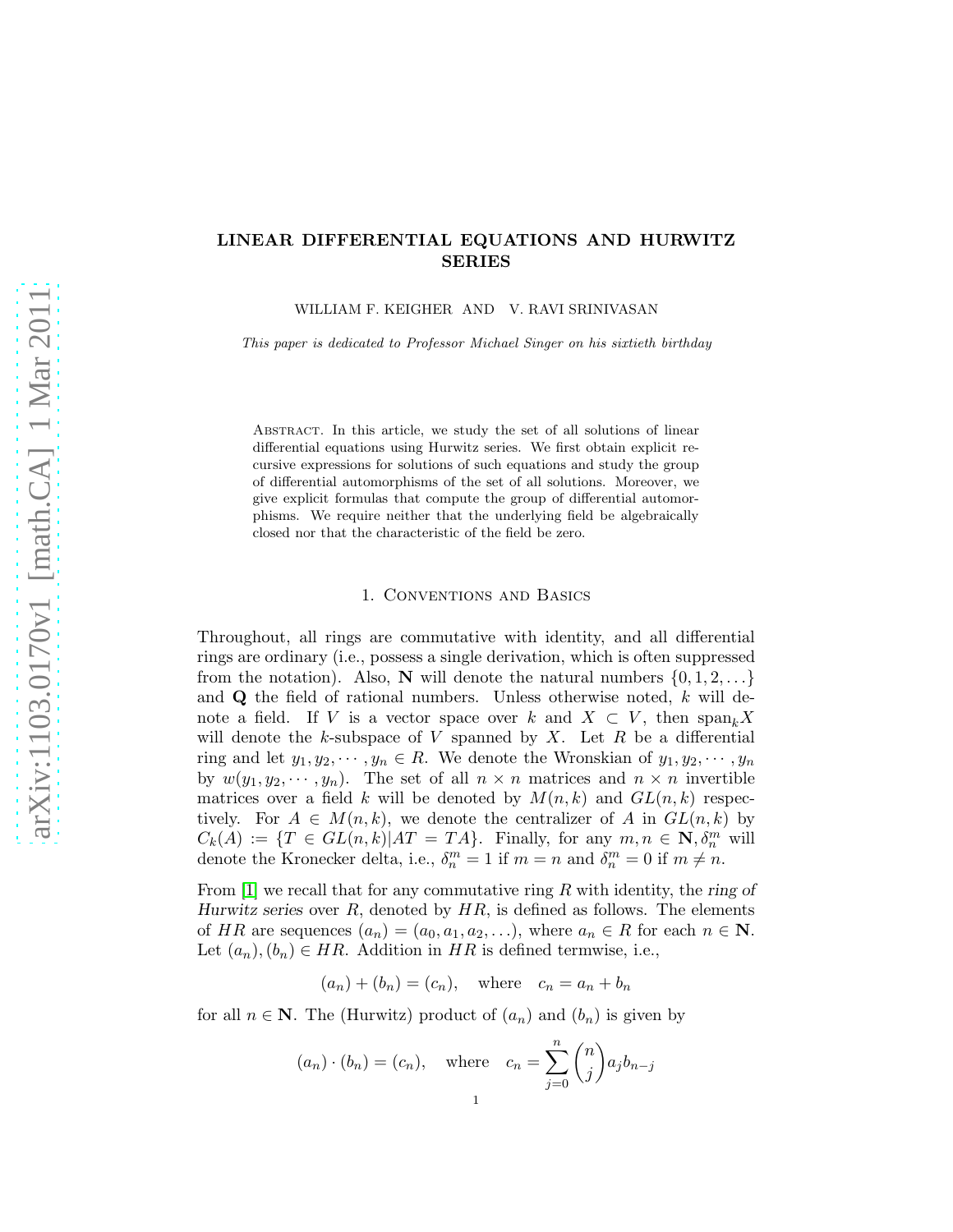# LINEAR DIFFERENTIAL EQUATIONS AND HURWITZ SERIES

WILLIAM F. KEIGHER AND V. RAVI SRINIVASAN

*This paper is dedicated to Professor Michael Singer on his sixtieth birthday*

Abstract. In this article, we study the set of all solutions of linear differential equations using Hurwitz series. We first obtain explicit recursive expressions for solutions of such equations and study the group of differential automorphisms of the set of all solutions. Moreover, we give explicit formulas that compute the group of differential automorphisms. We require neither that the underlying field be algebraically closed nor that the characteristic of the field be zero.

## 1. Conventions and Basics

Throughout, all rings are commutative with identity, and all differential rings are ordinary (i.e., possess a single derivation, which is often suppressed from the notation). Also, $\mathbf{N}$ will denote the natural numbers $\{0, 1, 2, \ldots\}$ and $\mathbf{Q}$ the field of rational numbers. Unless otherwise noted, $k$ will denote a field. If $V$ is a vector space over $k$ and $X \subset V$, then $\text{span}_k X$ will denote the $k$-subspace of $V$ spanned by $X$. Let $R$ be a differential ring and let $y_1, y_2, \cdots, y_n \in R$. We denote the Wronskian of $y_1, y_2, \cdots, y_n$ by $w(y_1, y_2, \cdots, y_n)$. The set of all $n \times n$ matrices and $n \times n$ invertible matrices over a field $k$ will be denoted by $M(n, k)$ and $GL(n, k)$ respectively. For $A \in M(n, k)$, we denote the centralizer of $A$ in $GL(n, k)$ by $C_k(A) := \{T \in GL(n, k) | AT = TA\}$. Finally, for any $m, n \in \mathbf{N}, \delta_n^m$ will denote the Kronecker delta, i.e., $\delta_n^m = 1$ if $m = n$ and $\delta_n^m = 0$ if $m \neq n$.

From [1] we recall that for any commutative ring $R$ with identity, the *ring of Hurwitz series* over $R$, denoted by $HR$, is defined as follows. The elements of $HR$ are sequences $(a_n) = (a_0, a_1, a_2, \ldots)$, where $a_n \in R$ for each $n \in \mathbf{N}$. Let $(a_n), (b_n) \in HR$. Addition in $HR$ is defined termwise, i.e.,

$$(a_n) + (b_n) = (c_n), \quad \text{where} \quad c_n = a_n + b_n$$

for all $n \in \mathbf{N}$. The (Hurwitz) product of $(a_n)$ and $(b_n)$ is given by

$$(a_n) \cdot (b_n) = (c_n), \quad \text{where} \quad c_n = \sum_{j=0}^{n} \binom{n}{j} a_j b_{n-j}$$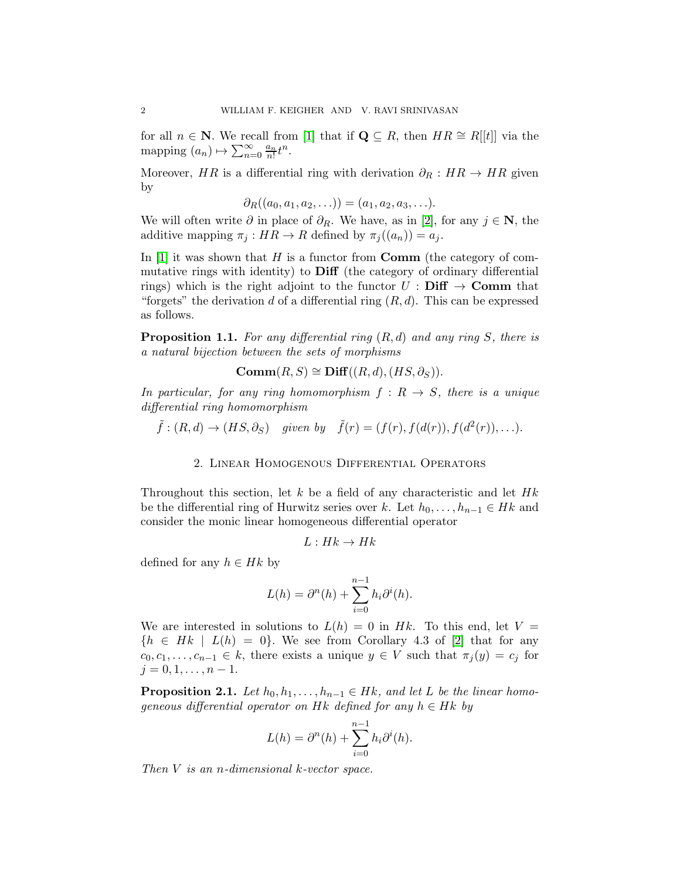for all $n \in \mathbf{N}$. We recall from [1] that if $\mathbf{Q} \subseteq R$, then $HR \cong R[[t]]$ via the mapping $(a_n) \mapsto \sum_{n=0}^{\infty} \frac{a_n}{n!} t^n$.

Moreover, $HR$ is a differential ring with derivation $\partial_R : HR \to HR$ given by

$$\partial_R((a_0, a_1, a_2, \ldots)) = (a_1, a_2, a_3, \ldots).$$

We will often write $\partial$ in place of $\partial_R$. We have, as in [2], for any $j \in \mathbf{N}$, the additive mapping $\pi_j : HR \to R$ defined by $\pi_j((a_n)) = a_j$.

In [1] it was shown that $H$ is a functor from **Comm** (the category of commutative rings with identity) to **Diff** (the category of ordinary differential rings) which is the right adjoint to the functor $U$ : **Diff** $\to$ **Comm** that "forgets" the derivation $d$ of a differential ring $(R, d)$. This can be expressed as follows.

**Proposition 1.1.** *For any differential ring $(R, d)$ and any ring $S$, there is a natural bijection between the sets of morphisms*

$$\mathbf{Comm}(R, S) \cong \mathbf{Diff}((R, d), (HS, \partial_S)).$$

*In particular, for any ring homomorphism $f : R \to S$, there is a unique differential ring homomorphism*

$$\tilde{f} : (R, d) \to (HS, \partial_S) \quad \text{given by} \quad \tilde{f}(r) = (f(r), f(d(r)), f(d^2(r)), \ldots).$$

## 2. Linear Homogenous Differential Operators

Throughout this section, let $k$ be a field of any characteristic and let $Hk$ be the differential ring of Hurwitz series over $k$. Let $h_0, \ldots, h_{n-1} \in Hk$ and consider the monic linear homogeneous differential operator

$$L : Hk \to Hk$$

defined for any $h \in Hk$ by

$$L(h) = \partial^n(h) + \sum_{i=0}^{n-1} h_i \partial^i(h).$$

We are interested in solutions to $L(h) = 0$ in $Hk$. To this end, let $V = \{h \in Hk \mid L(h) = 0\}$. We see from Corollary 4.3 of [2] that for any $c_0, c_1, \ldots, c_{n-1} \in k$, there exists a unique $y \in V$ such that $\pi_j(y) = c_j$ for $j = 0, 1, \ldots, n-1$.

**Proposition 2.1.** *Let $h_0, h_1, \ldots, h_{n-1} \in Hk$, and let $L$ be the linear homogeneous differential operator on $Hk$ defined for any $h \in Hk$ by*

$$L(h) = \partial^n(h) + \sum_{i=0}^{n-1} h_i \partial^i(h).$$

*Then $V$ is an $n$-dimensional $k$-vector space.*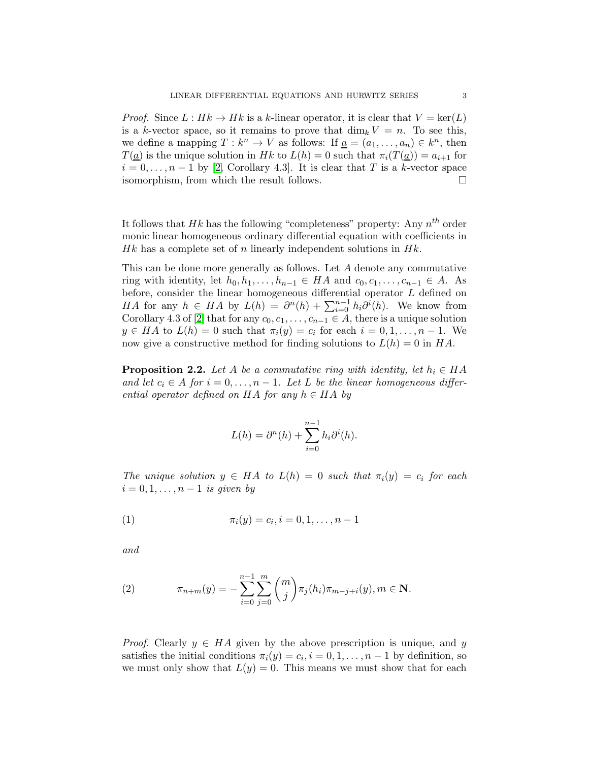*Proof.* Since $L : Hk \to Hk$ is a $k$-linear operator, it is clear that $V = \ker(L)$ is a $k$-vector space, so it remains to prove that $\dim_k V = n$. To see this, we define a mapping $T : k^n \to V$ as follows: If $\underline{a} = (a_1, \ldots, a_n) \in k^n$, then $T(\underline{a})$ is the unique solution in $Hk$ to $L(h) = 0$ such that $\pi_i(T(\underline{a})) = a_{i+1}$ for $i = 0, \ldots, n-1$ by [2, Corollary 4.3]. It is clear that $T$ is a $k$-vector space isomorphism, from which the result follows. □

It follows that $Hk$ has the following "completeness" property: Any $n^{th}$ order monic linear homogeneous ordinary differential equation with coefficients in $Hk$ has a complete set of $n$ linearly independent solutions in $Hk$.

This can be done more generally as follows. Let $A$ denote any commutative ring with identity, let $h_0, h_1, \ldots, h_{n-1} \in HA$ and $c_0, c_1, \ldots, c_{n-1} \in A$. As before, consider the linear homogeneous differential operator $L$ defined on $HA$ for any $h \in HA$ by $L(h) = \partial^n(h) + \sum_{i=0}^{n-1} h_i \partial^i(h)$. We know from Corollary 4.3 of [2] that for any $c_0, c_1, \ldots, c_{n-1} \in A$, there is a unique solution $y \in HA$ to $L(h) = 0$ such that $\pi_i(y) = c_i$ for each $i = 0, 1, \ldots, n-1$. We now give a constructive method for finding solutions to $L(h) = 0$ in $HA$.

**Proposition 2.2.** *Let $A$ be a commutative ring with identity, let $h_i \in HA$ and let $c_i \in A$ for $i = 0, \ldots, n-1$. Let $L$ be the linear homogeneous differential operator defined on $HA$ for any $h \in HA$ by*

$$L(h) = \partial^n(h) + \sum_{i=0}^{n-1} h_i \partial^i(h).$$

*The unique solution $y \in HA$ to $L(h) = 0$ such that $\pi_i(y) = c_i$ for each $i = 0, 1, \ldots, n-1$ is given by*

$$\pi_i(y) = c_i, i = 0, 1, \ldots, n-1 \tag{1}$$

*and*

$$\pi_{n+m}(y) = -\sum_{i=0}^{n-1} \sum_{j=0}^{m} \binom{m}{j} \pi_j(h_i) \pi_{m-j+i}(y), m \in \mathbf{N}. \tag{2}$$

*Proof.* Clearly $y \in HA$ given by the above prescription is unique, and $y$ satisfies the initial conditions $\pi_i(y) = c_i, i = 0, 1, \ldots, n-1$ by definition, so we must only show that $L(y) = 0$. This means we must show that for each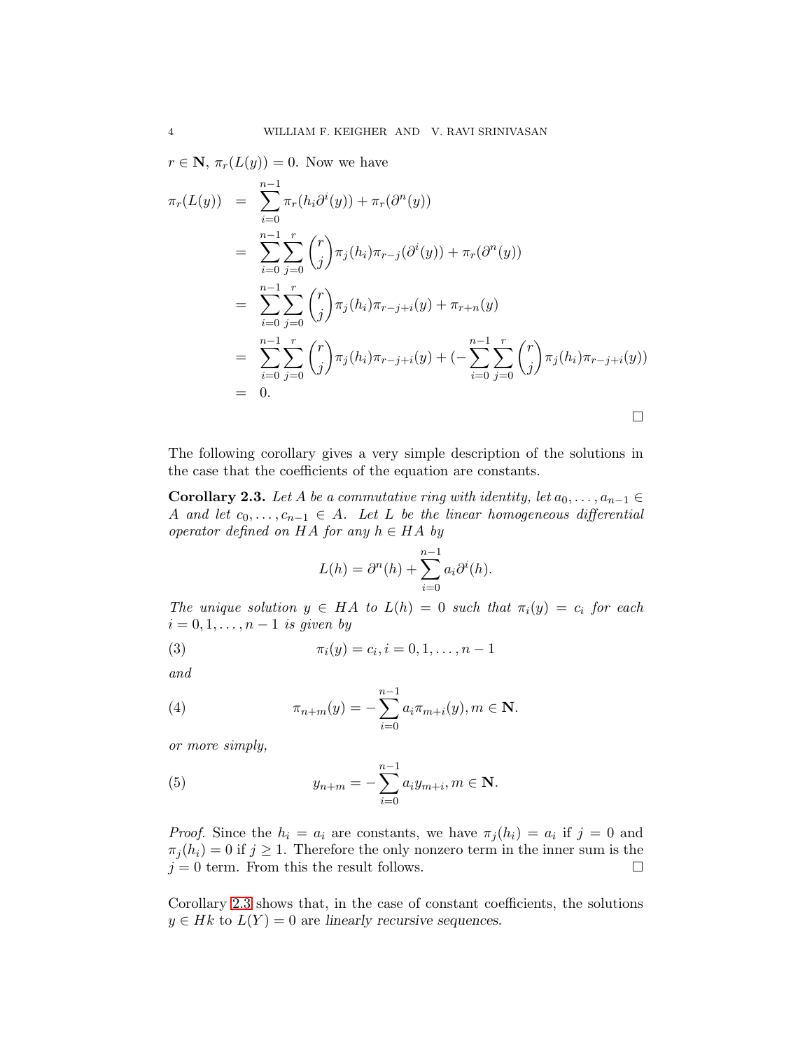$r \in \mathbf{N}$, $\pi_r(L(y)) = 0$. Now we have

$$
\begin{aligned}
\pi_r(L(y)) &= \sum_{i=0}^{n-1} \pi_r(h_i \partial^i(y)) + \pi_r(\partial^n(y)) \\
&= \sum_{i=0}^{n-1} \sum_{j=0}^{r} \binom{r}{j} \pi_j(h_i) \pi_{r-j}(\partial^i(y)) + \pi_r(\partial^n(y)) \\
&= \sum_{i=0}^{n-1} \sum_{j=0}^{r} \binom{r}{j} \pi_j(h_i) \pi_{r-j+i}(y) + \pi_{r+n}(y) \\
&= \sum_{i=0}^{n-1} \sum_{j=0}^{r} \binom{r}{j} \pi_j(h_i) \pi_{r-j+i}(y) + (-\sum_{i=0}^{n-1} \sum_{j=0}^{r} \binom{r}{j} \pi_j(h_i) \pi_{r-j+i}(y)) \\
&= 0.
\end{aligned}
$$

□

The following corollary gives a very simple description of the solutions in the case that the coefficients of the equation are constants.

**Corollary 2.3.** *Let $A$ be a commutative ring with identity, let $a_0, \dots, a_{n-1} \in A$ and let $c_0, \dots, c_{n-1} \in A$. Let $L$ be the linear homogeneous differential operator defined on $HA$ for any $h \in HA$ by*

$$L(h) = \partial^n(h) + \sum_{i=0}^{n-1} a_i \partial^i(h).$$

*The unique solution $y \in HA$ to $L(h) = 0$ such that $\pi_i(y) = c_i$ for each $i = 0, 1, \dots, n-1$ is given by*

$$\pi_i(y) = c_i, i = 0, 1, \dots, n-1 \tag{3}$$

*and*

$$\pi_{n+m}(y) = -\sum_{i=0}^{n-1} a_i \pi_{m+i}(y), m \in \mathbf{N}. \tag{4}$$

*or more simply,*

$$y_{n+m} = -\sum_{i=0}^{n-1} a_i y_{m+i}, m \in \mathbf{N}. \tag{5}$$

*Proof.* Since the $h_i = a_i$ are constants, we have $\pi_j(h_i) = a_i$ if $j = 0$ and $\pi_j(h_i) = 0$ if $j \geq 1$. Therefore the only nonzero term in the inner sum is the $j = 0$ term. From this the result follows. □

Corollary 2.3 shows that, in the case of constant coefficients, the solutions $y \in Hk$ to $L(Y) = 0$ are *linearly recursive sequences*.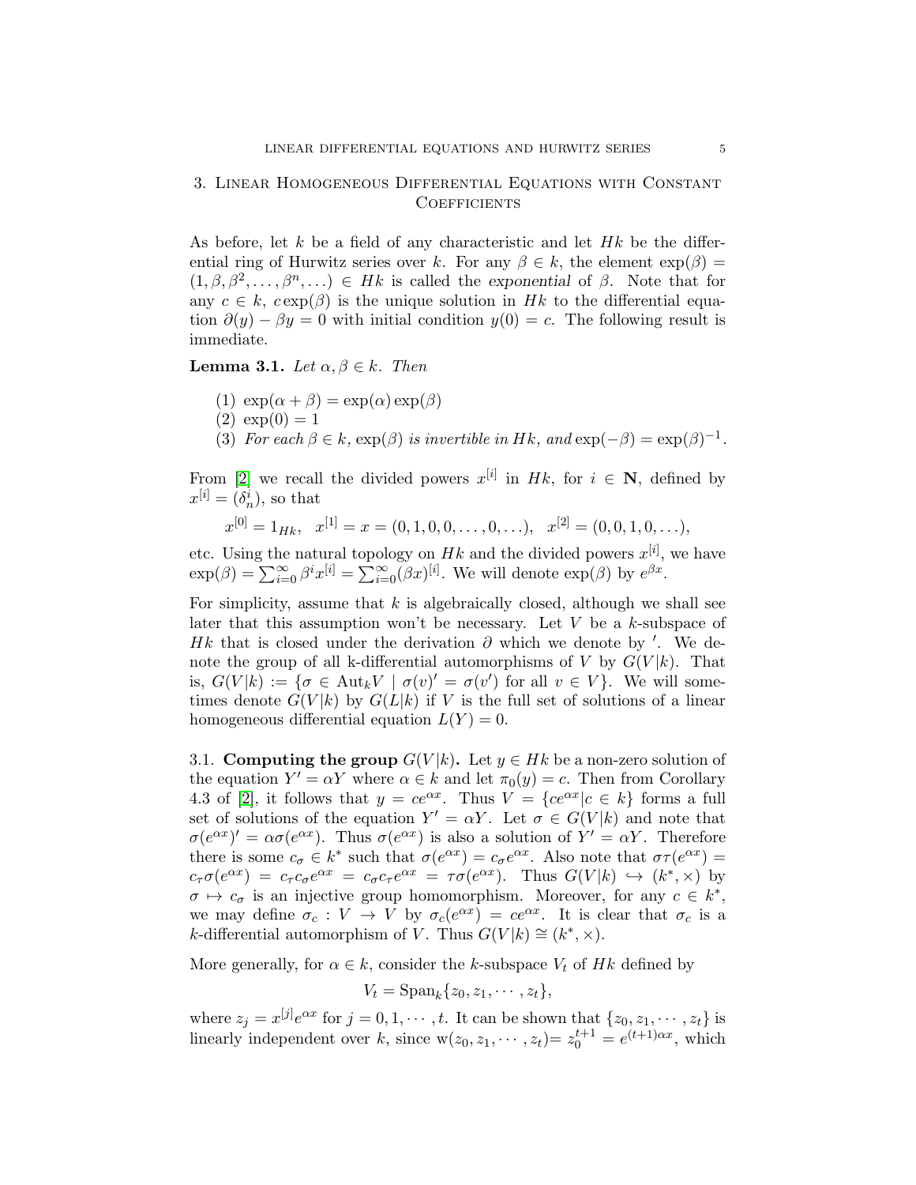## 3. Linear Homogeneous Differential Equations with Constant Coefficients

As before, let $k$ be a field of any characteristic and let $Hk$ be the differential ring of Hurwitz series over $k$. For any $\beta \in k$, the element $\exp(\beta) = (1, \beta, \beta^2, \dots, \beta^n, \dots) \in Hk$ is called the *exponential* of $\beta$. Note that for any $c \in k$, $c\exp(\beta)$ is the unique solution in $Hk$ to the differential equation $\partial(y) - \beta y = 0$ with initial condition $y(0) = c$. The following result is immediate.

**Lemma 3.1.** *Let $\alpha, \beta \in k$. Then*

1. $\exp(\alpha + \beta) = \exp(\alpha)\exp(\beta)$
2. $\exp(0) = 1$
3. *For each $\beta \in k$, $\exp(\beta)$ is invertible in $Hk$, and* $\exp(-\beta) = \exp(\beta)^{-1}$.

From [2] we recall the divided powers $x^{[i]}$ in $Hk$, for $i \in \mathbf{N}$, defined by $x^{[i]} = (\delta_n^i)$, so that

$$x^{[0]} = 1_{Hk}, \quad x^{[1]} = x = (0, 1, 0, 0, \dots, 0, \dots), \quad x^{[2]} = (0, 0, 1, 0, \dots),$$

etc. Using the natural topology on $Hk$ and the divided powers $x^{[i]}$, we have $\exp(\beta) = \sum_{i=0}^{\infty} \beta^i x^{[i]} = \sum_{i=0}^{\infty} (\beta x)^{[i]}$. We will denote $\exp(\beta)$ by $e^{\beta x}$.

For simplicity, assume that $k$ is algebraically closed, although we shall see later that this assumption won't be necessary. Let $V$ be a $k$-subspace of $Hk$ that is closed under the derivation $\partial$ which we denote by $'$. We denote the group of all k-differential automorphisms of $V$ by $G(V|k)$. That is, $G(V|k) := \{\sigma \in \mathrm{Aut}_k V \mid \sigma(v)' = \sigma(v') \text{ for all } v \in V\}$. We will sometimes denote $G(V|k)$ by $G(L|k)$ if $V$ is the full set of solutions of a linear homogeneous differential equation $L(Y) = 0$.

3.1. **Computing the group $G(V|k)$.** Let $y \in Hk$ be a non-zero solution of the equation $Y' = \alpha Y$ where $\alpha \in k$ and let $\pi_0(y) = c$. Then from Corollary 4.3 of [2], it follows that $y = ce^{\alpha x}$. Thus $V = \{ce^{\alpha x} | c \in k\}$ forms a full set of solutions of the equation $Y' = \alpha Y$. Let $\sigma \in G(V|k)$ and note that $\sigma(e^{\alpha x})' = \alpha\sigma(e^{\alpha x})$. Thus $\sigma(e^{\alpha x})$ is also a solution of $Y' = \alpha Y$. Therefore there is some $c_\sigma \in k^*$ such that $\sigma(e^{\alpha x}) = c_\sigma e^{\alpha x}$. Also note that $\sigma\tau(e^{\alpha x}) = c_\tau \sigma(e^{\alpha x}) = c_\tau c_\sigma e^{\alpha x} = c_\sigma c_\tau e^{\alpha x} = \tau\sigma(e^{\alpha x})$. Thus $G(V|k) \hookrightarrow (k^*, \times)$ by $\sigma \mapsto c_\sigma$ is an injective group homomorphism. Moreover, for any $c \in k^*$, we may define $\sigma_c : V \to V$ by $\sigma_c(e^{\alpha x}) = ce^{\alpha x}$. It is clear that $\sigma_c$ is a $k$-differential automorphism of $V$. Thus $G(V|k) \cong (k^*, \times)$.

More generally, for $\alpha \in k$, consider the $k$-subspace $V_t$ of $Hk$ defined by

$$V_t = \mathrm{Span}_k\{z_0, z_1, \cdots, z_t\},$$

where $z_j = x^{[j]}e^{\alpha x}$ for $j = 0, 1, \cdots, t$. It can be shown that $\{z_0, z_1, \cdots, z_t\}$ is linearly independent over $k$, since $\mathrm{w}(z_0, z_1, \cdots, z_t) = z_0^{t+1} = e^{(t+1)\alpha x}$, which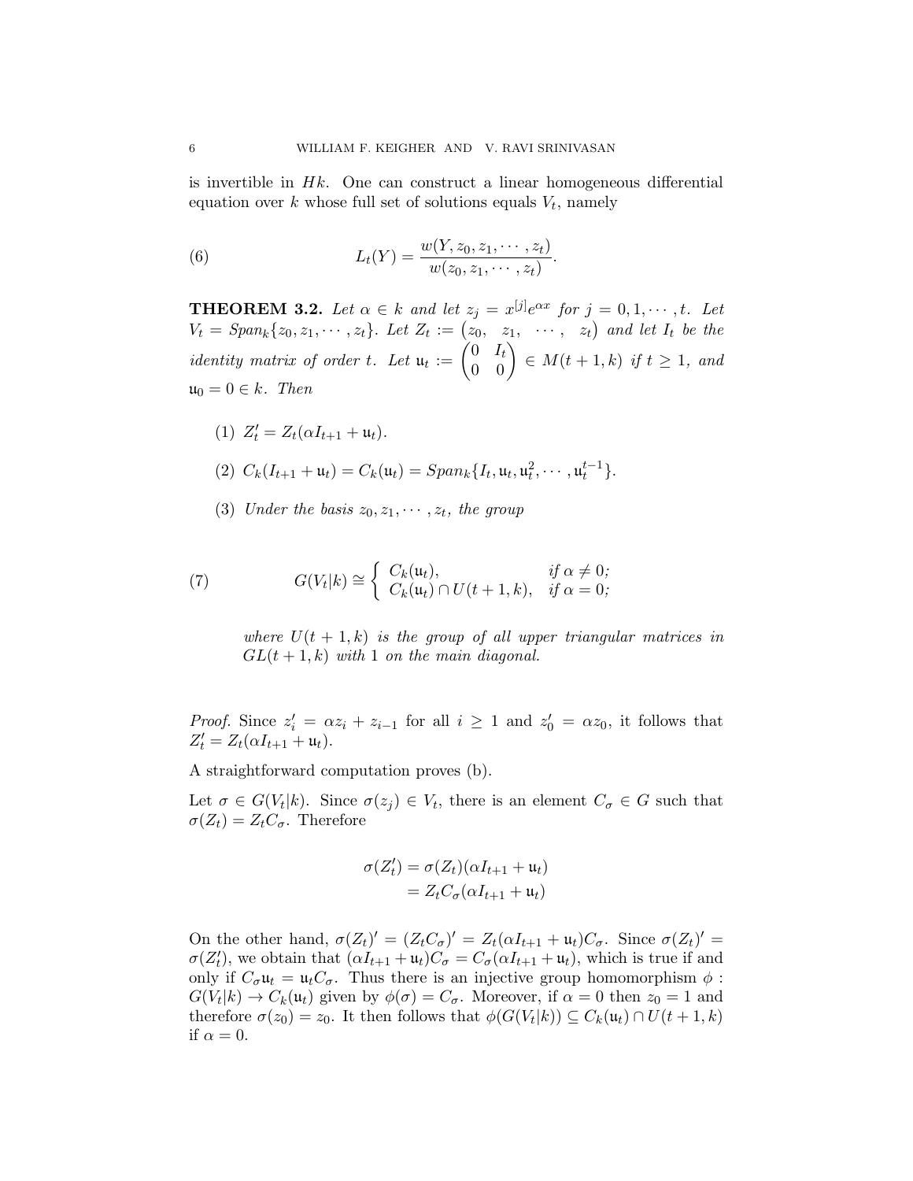is invertible in $Hk$. One can construct a linear homogeneous differential equation over $k$ whose full set of solutions equals $V_t$, namely

$$L_t(Y) = \frac{w(Y, z_0, z_1, \cdots, z_t)}{w(z_0, z_1, \cdots, z_t)}. \tag{6}$$

**THEOREM 3.2.** *Let $\alpha \in k$ and let $z_j = x^{[j]}e^{\alpha x}$ for $j = 0, 1, \cdots, t$. Let $V_t = Span_k\{z_0, z_1, \cdots, z_t\}$. Let $Z_t := \begin{pmatrix} z_0, & z_1, & \cdots, & z_t \end{pmatrix}$ and let $I_t$ be the identity matrix of order $t$. Let $\mathfrak{u}_t := \begin{pmatrix} 0 & I_t \\ 0 & 0 \end{pmatrix} \in M(t+1, k)$ if $t \geq 1$, and $\mathfrak{u}_0 = 0 \in k$. Then*

1. *$Z_t' = Z_t(\alpha I_{t+1} + \mathfrak{u}_t)$.*
2. *$C_k(I_{t+1} + \mathfrak{u}_t) = C_k(\mathfrak{u}_t) = Span_k\{I_t, \mathfrak{u}_t, \mathfrak{u}_t^2, \cdots, \mathfrak{u}_t^{t-1}\}$.*
3. *Under the basis $z_0, z_1, \cdots, z_t$, the group*

$$G(V_t|k) \cong \begin{cases} C_k(\mathfrak{u}_t), & \text{if } \alpha \neq 0; \\ C_k(\mathfrak{u}_t) \cap U(t+1, k), & \text{if } \alpha = 0; \end{cases} \tag{7}$$

   *where $U(t+1, k)$ is the group of all upper triangular matrices in $GL(t+1, k)$ with $1$ on the main diagonal.*

*Proof.* Since $z_i' = \alpha z_i + z_{i-1}$ for all $i \geq 1$ and $z_0' = \alpha z_0$, it follows that $Z_t' = Z_t(\alpha I_{t+1} + \mathfrak{u}_t)$.

A straightforward computation proves (b).

Let $\sigma \in G(V_t|k)$. Since $\sigma(z_j) \in V_t$, there is an element $C_\sigma \in G$ such that $\sigma(Z_t) = Z_t C_\sigma$. Therefore

$$\begin{aligned}
\sigma(Z_t') &= \sigma(Z_t)(\alpha I_{t+1} + \mathfrak{u}_t) \\
&= Z_t C_\sigma(\alpha I_{t+1} + \mathfrak{u}_t)
\end{aligned}$$

On the other hand, $\sigma(Z_t)' = (Z_t C_\sigma)' = Z_t(\alpha I_{t+1} + \mathfrak{u}_t)C_\sigma$. Since $\sigma(Z_t)' = \sigma(Z_t')$, we obtain that $(\alpha I_{t+1} + \mathfrak{u}_t)C_\sigma = C_\sigma(\alpha I_{t+1} + \mathfrak{u}_t)$, which is true if and only if $C_\sigma \mathfrak{u}_t = \mathfrak{u}_t C_\sigma$. Thus there is an injective group homomorphism $\phi : G(V_t|k) \to C_k(\mathfrak{u}_t)$ given by $\phi(\sigma) = C_\sigma$. Moreover, if $\alpha = 0$ then $z_0 = 1$ and therefore $\sigma(z_0) = z_0$. It then follows that $\phi(G(V_t|k)) \subseteq C_k(\mathfrak{u}_t) \cap U(t+1, k)$ if $\alpha = 0$.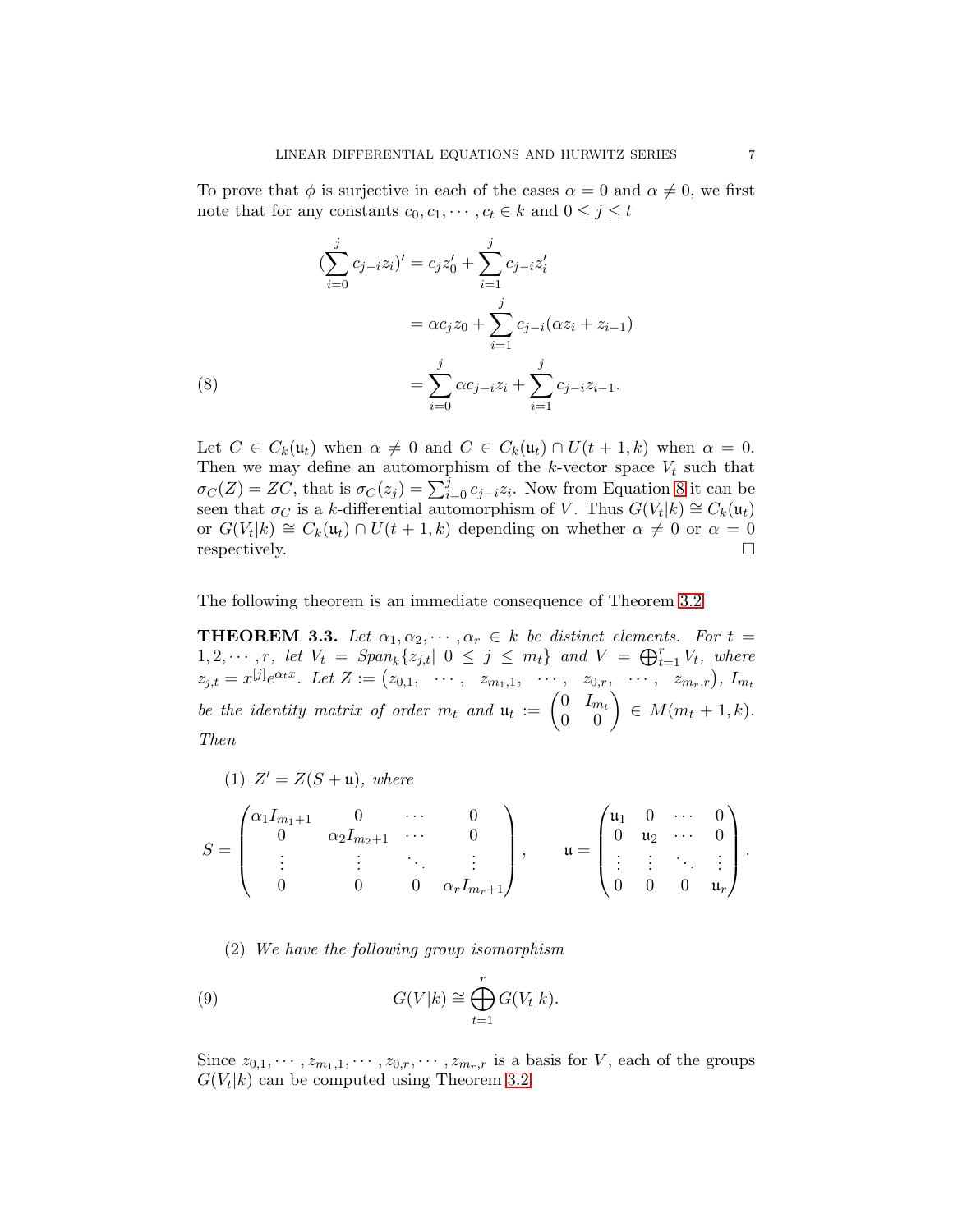To prove that $\phi$ is surjective in each of the cases $\alpha = 0$ and $\alpha \neq 0$, we first note that for any constants $c_0, c_1, \cdots, c_t \in k$ and $0 \leq j \leq t$

$$
\begin{aligned}
(\sum_{i=0}^{j} c_{j-i} z_i)' &= c_j z_0' + \sum_{i=1}^{j} c_{j-i} z_i' \\
&= \alpha c_j z_0 + \sum_{i=1}^{j} c_{j-i}(\alpha z_i + z_{i-1}) \\
&= \sum_{i=0}^{j} \alpha c_{j-i} z_i + \sum_{i=1}^{j} c_{j-i} z_{i-1}.
\end{aligned} \tag{8}
$$

Let $C \in C_k(\mathfrak{u}_t)$ when $\alpha \neq 0$ and $C \in C_k(\mathfrak{u}_t) \cap U(t+1, k)$ when $\alpha = 0$. Then we may define an automorphism of the $k$-vector space $V_t$ such that $\sigma_C(Z) = ZC$, that is $\sigma_C(z_j) = \sum_{i=0}^{j} c_{j-i} z_i$. Now from Equation 8 it can be seen that $\sigma_C$ is a $k$-differential automorphism of $V$. Thus $G(V_t|k) \cong C_k(\mathfrak{u}_t)$ or $G(V_t|k) \cong C_k(\mathfrak{u}_t) \cap U(t+1, k)$ depending on whether $\alpha \neq 0$ or $\alpha = 0$ respectively. $\square$

The following theorem is an immediate consequence of Theorem 3.2

**THEOREM 3.3.** *Let $\alpha_1, \alpha_2, \cdots, \alpha_r \in k$ be distinct elements. For $t = 1, 2, \cdots, r$, let $V_t = Span_k\{z_{j,t} |\ 0 \leq j \leq m_t\}$ and $V = \bigoplus_{t=1}^{r} V_t$, where $z_{j,t} = x^{[j]} e^{\alpha_t x}$. Let $Z := \begin{pmatrix} z_{0,1}, & \cdots, & z_{m_1,1}, & \cdots, & z_{0,r}, & \cdots, & z_{m_r,r} \end{pmatrix}$, $I_{m_t}$ be the identity matrix of order $m_t$ and $\mathfrak{u}_t := \begin{pmatrix} 0 & I_{m_t} \\ 0 & 0 \end{pmatrix} \in M(m_t + 1, k)$. Then*

(1) *$Z' = Z(S + \mathfrak{u})$, where*

$$
S = \begin{pmatrix} \alpha_1 I_{m_1+1} & 0 & \cdots & 0 \\ 0 & \alpha_2 I_{m_2+1} & \cdots & 0 \\ \vdots & \vdots & \ddots & \vdots \\ 0 & 0 & 0 & \alpha_r I_{m_r+1} \end{pmatrix}, \qquad \mathfrak{u} = \begin{pmatrix} \mathfrak{u}_1 & 0 & \cdots & 0 \\ 0 & \mathfrak{u}_2 & \cdots & 0 \\ \vdots & \vdots & \ddots & \vdots \\ 0 & 0 & 0 & \mathfrak{u}_r \end{pmatrix}.
$$

(2) *We have the following group isomorphism*

$$
G(V|k) \cong \bigoplus_{t=1}^{r} G(V_t|k). \tag{9}
$$

Since $z_{0,1}, \cdots, z_{m_1,1}, \cdots, z_{0,r}, \cdots, z_{m_r,r}$ is a basis for $V$, each of the groups $G(V_t|k)$ can be computed using Theorem 3.2.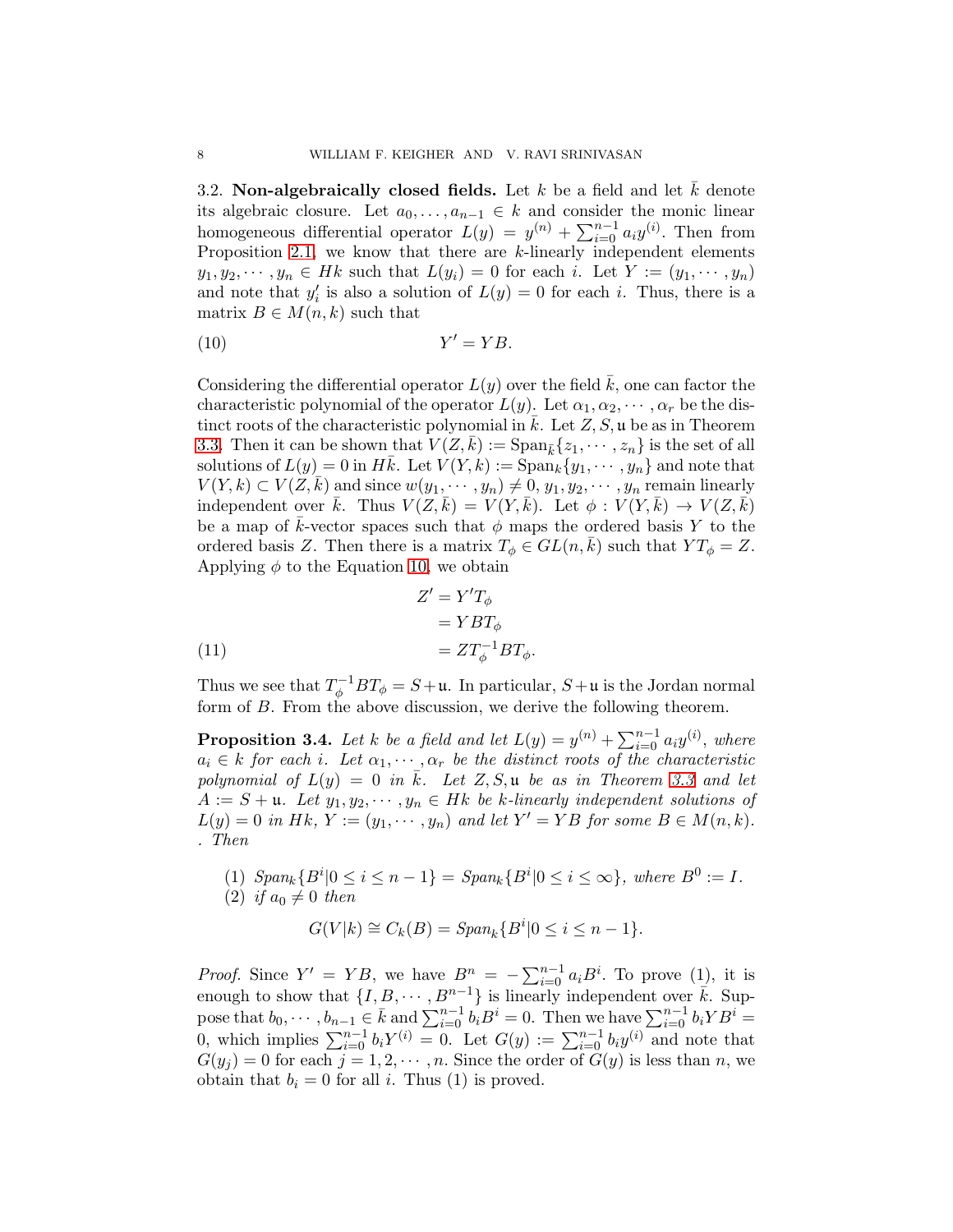### 3.2. Non-algebraically closed fields.

Let $k$ be a field and let $\bar{k}$ denote its algebraic closure. Let $a_0, \dots, a_{n-1} \in k$ and consider the monic linear homogeneous differential operator $L(y) = y^{(n)} + \sum_{i=0}^{n-1} a_i y^{(i)}$. Then from Proposition 2.1, we know that there are $k$-linearly independent elements $y_1, y_2, \cdots, y_n \in Hk$ such that $L(y_i) = 0$ for each $i$. Let $Y := (y_1, \cdots, y_n)$ and note that $y_i'$ is also a solution of $L(y) = 0$ for each $i$. Thus, there is a matrix $B \in M(n, k)$ such that

$$Y' = YB. \tag{10}$$

Considering the differential operator $L(y)$ over the field $\bar{k}$, one can factor the characteristic polynomial of the operator $L(y)$. Let $\alpha_1, \alpha_2, \cdots, \alpha_r$ be the distinct roots of the characteristic polynomial in $\bar{k}$. Let $Z, S, \mathfrak{u}$ be as in Theorem 3.3. Then it can be shown that $V(Z, \bar{k}) := \mathrm{Span}_{\bar{k}}\{z_1, \cdots, z_n\}$ is the set of all solutions of $L(y) = 0$ in $H\bar{k}$. Let $V(Y, k) := \mathrm{Span}_k\{y_1, \cdots, y_n\}$ and note that $V(Y, k) \subset V(Z, \bar{k})$ and since $w(y_1, \cdots, y_n) \neq 0$, $y_1, y_2, \cdots, y_n$ remain linearly independent over $\bar{k}$. Thus $V(Z, \bar{k}) = V(Y, \bar{k})$. Let $\phi : V(Y, \bar{k}) \to V(Z, \bar{k})$ be a map of $\bar{k}$-vector spaces such that $\phi$ maps the ordered basis $Y$ to the ordered basis $Z$. Then there is a matrix $T_\phi \in GL(n, \bar{k})$ such that $YT_\phi = Z$. Applying $\phi$ to the Equation 10, we obtain

$$\begin{aligned} Z' &= Y'T_\phi \\ &= YBT_\phi \\ &= ZT_\phi^{-1}BT_\phi. \end{aligned} \tag{11}$$

Thus we see that $T_\phi^{-1}BT_\phi = S + \mathfrak{u}$. In particular, $S + \mathfrak{u}$ is the Jordan normal form of $B$. From the above discussion, we derive the following theorem.

**Proposition 3.4.** *Let $k$ be a field and let $L(y) = y^{(n)} + \sum_{i=0}^{n-1} a_i y^{(i)}$, where $a_i \in k$ for each $i$. Let $\alpha_1, \cdots, \alpha_r$ be the distinct roots of the characteristic polynomial of $L(y) = 0$ in $\bar{k}$. Let $Z, S, \mathfrak{u}$ be as in Theorem 3.3 and let $A := S + \mathfrak{u}$. Let $y_1, y_2, \cdots, y_n \in Hk$ be $k$-linearly independent solutions of $L(y) = 0$ in $Hk$, $Y := (y_1, \cdots, y_n)$ and let $Y' = YB$ for some $B \in M(n, k)$. . Then*

1. *$\mathrm{Span}_k\{B^i | 0 \leq i \leq n-1\} = \mathrm{Span}_k\{B^i | 0 \leq i \leq \infty\}$, where $B^0 := I$.*
2. *if $a_0 \neq 0$ then*

$$G(V|k) \cong C_k(B) = \mathrm{Span}_k\{B^i | 0 \leq i \leq n-1\}.$$

*Proof.* Since $Y' = YB$, we have $B^n = -\sum_{i=0}^{n-1} a_i B^i$. To prove (1), it is enough to show that $\{I, B, \cdots, B^{n-1}\}$ is linearly independent over $\bar{k}$. Suppose that $b_0, \cdots, b_{n-1} \in \bar{k}$ and $\sum_{i=0}^{n-1} b_i B^i = 0$. Then we have $\sum_{i=0}^{n-1} b_i Y B^i = 0$, which implies $\sum_{i=0}^{n-1} b_i Y^{(i)} = 0$. Let $G(y) := \sum_{i=0}^{n-1} b_i y^{(i)}$ and note that $G(y_j) = 0$ for each $j = 1, 2, \cdots, n$. Since the order of $G(y)$ is less than $n$, we obtain that $b_i = 0$ for all $i$. Thus (1) is proved.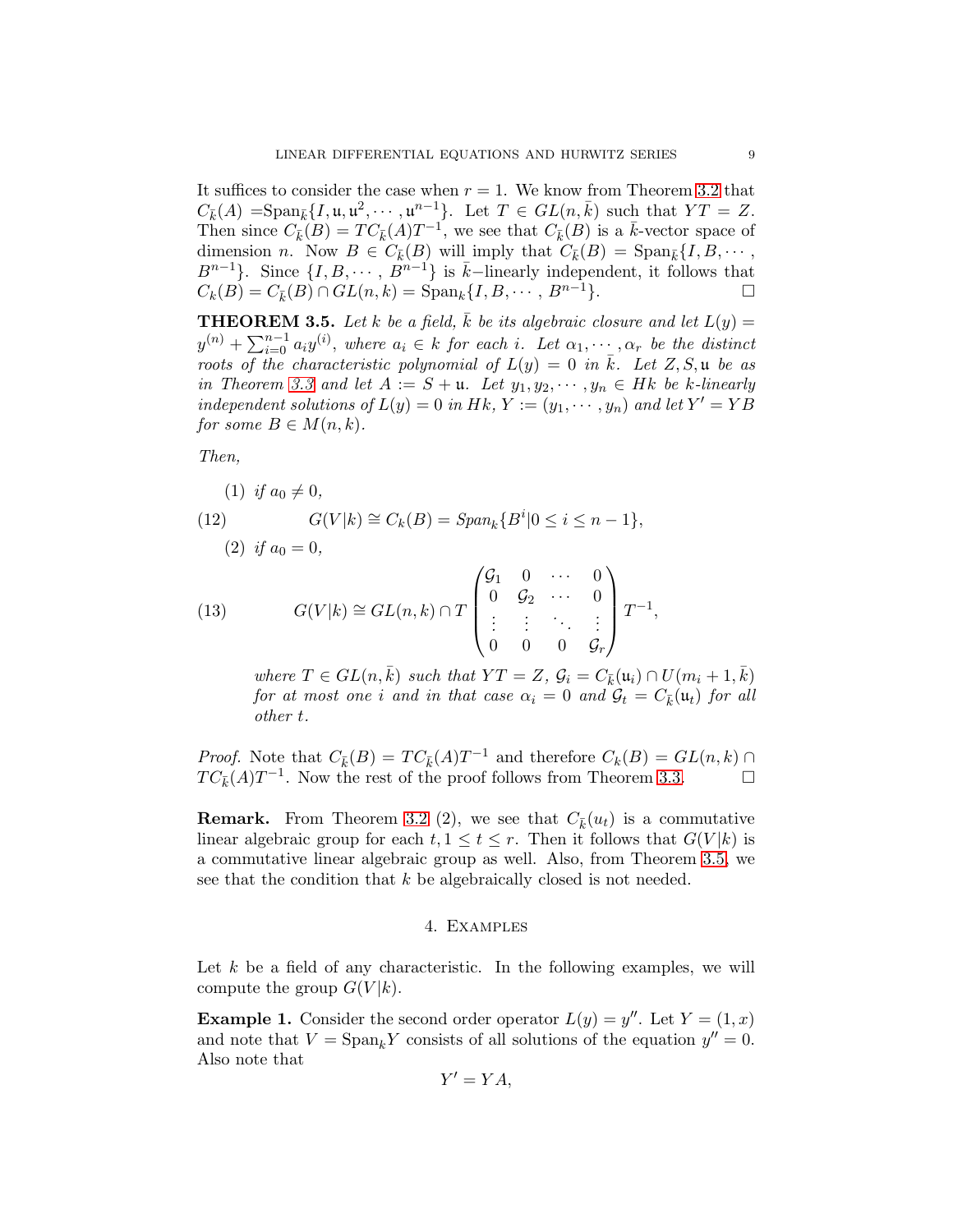It suffices to consider the case when $r = 1$. We know from Theorem 3.2 that $C_{\bar{k}}(A) = \text{Span}_{\bar{k}}\{I, \mathfrak{u}, \mathfrak{u}^2, \cdots, \mathfrak{u}^{n-1}\}$. Let $T \in GL(n, \bar{k})$ such that $YT = Z$. Then since $C_{\bar{k}}(B) = TC_{\bar{k}}(A)T^{-1}$, we see that $C_{\bar{k}}(B)$ is a $\bar{k}$-vector space of dimension $n$. Now $B \in C_{\bar{k}}(B)$ will imply that $C_{\bar{k}}(B) = \text{Span}_{\bar{k}}\{I, B, \cdots, B^{n-1}\}$. Since $\{I, B, \cdots, B^{n-1}\}$ is $\bar{k}$−linearly independent, it follows that $C_k(B) = C_{\bar{k}}(B) \cap GL(n, k) = \text{Span}_k\{I, B, \cdots, B^{n-1}\}$. □

**THEOREM 3.5.** *Let $k$ be a field, $\bar{k}$ be its algebraic closure and let $L(y) = y^{(n)} + \sum_{i=0}^{n-1} a_i y^{(i)}$, where $a_i \in k$ for each $i$. Let $\alpha_1, \cdots, \alpha_r$ be the distinct roots of the characteristic polynomial of $L(y) = 0$ in $\bar{k}$. Let $Z, S, \mathfrak{u}$ be as in Theorem 3.3 and let $A := S + \mathfrak{u}$. Let $y_1, y_2, \cdots, y_n \in Hk$ be $k$-linearly independent solutions of $L(y) = 0$ in $Hk$, $Y := (y_1, \cdots, y_n)$ and let $Y' = YB$ for some $B \in M(n, k)$.*

*Then,*

(1) *if $a_0 \neq 0$,*

$$G(V|k) \cong C_k(B) = \mathit{Span}_k\{B^i | 0 \le i \le n-1\}, \tag{12}$$

(2) *if $a_0 = 0$,*

$$G(V|k) \cong GL(n, k) \cap T \begin{pmatrix} \mathcal{G}_1 & 0 & \cdots & 0 \\ 0 & \mathcal{G}_2 & \cdots & 0 \\ \vdots & \vdots & \ddots & \vdots \\ 0 & 0 & 0 & \mathcal{G}_r \end{pmatrix} T^{-1}, \tag{13}$$

*where $T \in GL(n, \bar{k})$ such that $YT = Z$, $\mathcal{G}_i = C_{\bar{k}}(\mathfrak{u}_i) \cap U(m_i + 1, \bar{k})$ for at most one $i$ and in that case $\alpha_i = 0$ and $\mathcal{G}_t = C_{\bar{k}}(\mathfrak{u}_t)$ for all other $t$.*

*Proof.* Note that $C_{\bar{k}}(B) = TC_{\bar{k}}(A)T^{-1}$ and therefore $C_k(B) = GL(n, k) \cap TC_{\bar{k}}(A)T^{-1}$. Now the rest of the proof follows from Theorem 3.3. □

**Remark.** From Theorem 3.2 (2), we see that $C_{\bar{k}}(u_t)$ is a commutative linear algebraic group for each $t, 1 \le t \le r$. Then it follows that $G(V|k)$ is a commutative linear algebraic group as well. Also, from Theorem 3.5, we see that the condition that $k$ be algebraically closed is not needed.

## 4. Examples

Let $k$ be a field of any characteristic. In the following examples, we will compute the group $G(V|k)$.

**Example 1.** Consider the second order operator $L(y) = y''$. Let $Y = (1, x)$ and note that $V = \text{Span}_k Y$ consists of all solutions of the equation $y'' = 0$. Also note that

$$Y' = YA,$$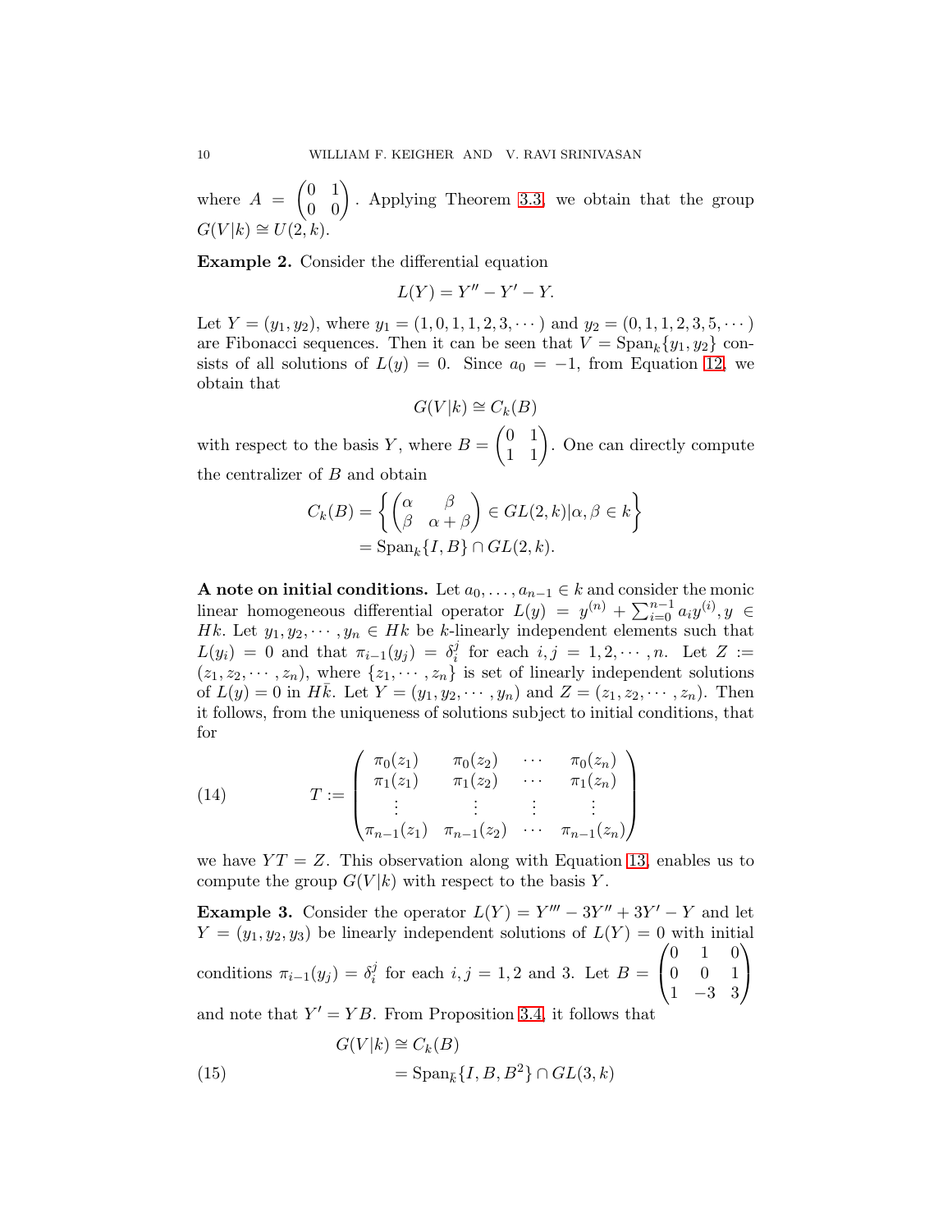where $A = \begin{pmatrix} 0 & 1 \\ 0 & 0 \end{pmatrix}$. Applying Theorem 3.3, we obtain that the group $G(V|k) \cong U(2,k)$.

**Example 2.** Consider the differential equation

$$L(Y) = Y'' - Y' - Y.$$

Let $Y = (y_1, y_2)$, where $y_1 = (1, 0, 1, 1, 2, 3, \cdots)$ and $y_2 = (0, 1, 1, 2, 3, 5, \cdots)$ are Fibonacci sequences. Then it can be seen that $V = \operatorname{Span}_k\{y_1, y_2\}$ consists of all solutions of $L(y) = 0$. Since $a_0 = -1$, from Equation 12, we obtain that

$$G(V|k) \cong C_k(B)$$

with respect to the basis $Y$, where $B = \begin{pmatrix} 0 & 1 \\ 1 & 1 \end{pmatrix}$. One can directly compute the centralizer of $B$ and obtain

$$\begin{aligned} C_k(B) &= \left\{ \begin{pmatrix} \alpha & \beta \\ \beta & \alpha + \beta \end{pmatrix} \in GL(2,k) | \alpha, \beta \in k \right\} \\ &= \operatorname{Span}_k\{I, B\} \cap GL(2,k). \end{aligned}$$

**A note on initial conditions.** Let $a_0, \ldots, a_{n-1} \in k$ and consider the monic linear homogeneous differential operator $L(y) = y^{(n)} + \sum_{i=0}^{n-1} a_i y^{(i)}, y \in Hk$. Let $y_1, y_2, \cdots, y_n \in Hk$ be $k$-linearly independent elements such that $L(y_i) = 0$ and that $\pi_{i-1}(y_j) = \delta_i^j$ for each $i, j = 1, 2, \cdots, n$. Let $Z := (z_1, z_2, \cdots, z_n)$, where $\{z_1, \cdots, z_n\}$ is set of linearly independent solutions of $L(y) = 0$ in $H\bar{k}$. Let $Y = (y_1, y_2, \cdots, y_n)$ and $Z = (z_1, z_2, \cdots, z_n)$. Then it follows, from the uniqueness of solutions subject to initial conditions, that for

$$T := \begin{pmatrix} \pi_0(z_1) & \pi_0(z_2) & \cdots & \pi_0(z_n) \\ \pi_1(z_1) & \pi_1(z_2) & \cdots & \pi_1(z_n) \\ \vdots & \vdots & \vdots & \vdots \\ \pi_{n-1}(z_1) & \pi_{n-1}(z_2) & \cdots & \pi_{n-1}(z_n) \end{pmatrix} \tag{14}$$

we have $YT = Z$. This observation along with Equation 13, enables us to compute the group $G(V|k)$ with respect to the basis $Y$.

**Example 3.** Consider the operator $L(Y) = Y''' - 3Y'' + 3Y' - Y$ and let $Y = (y_1, y_2, y_3)$ be linearly independent solutions of $L(Y) = 0$ with initial conditions $\pi_{i-1}(y_j) = \delta_i^j$ for each $i, j = 1, 2$ and 3. Let $B = \begin{pmatrix} 0 & 1 & 0 \\ 0 & 0 & 1 \\ 1 & -3 & 3 \end{pmatrix}$ and note that $Y' = YB$. From Proposition 3.4, it follows that

$$\begin{aligned} G(V|k) &\cong C_k(B) \\ &= \operatorname{Span}_{\bar{k}}\{I, B, B^2\} \cap GL(3,k) \end{aligned} \tag{15}$$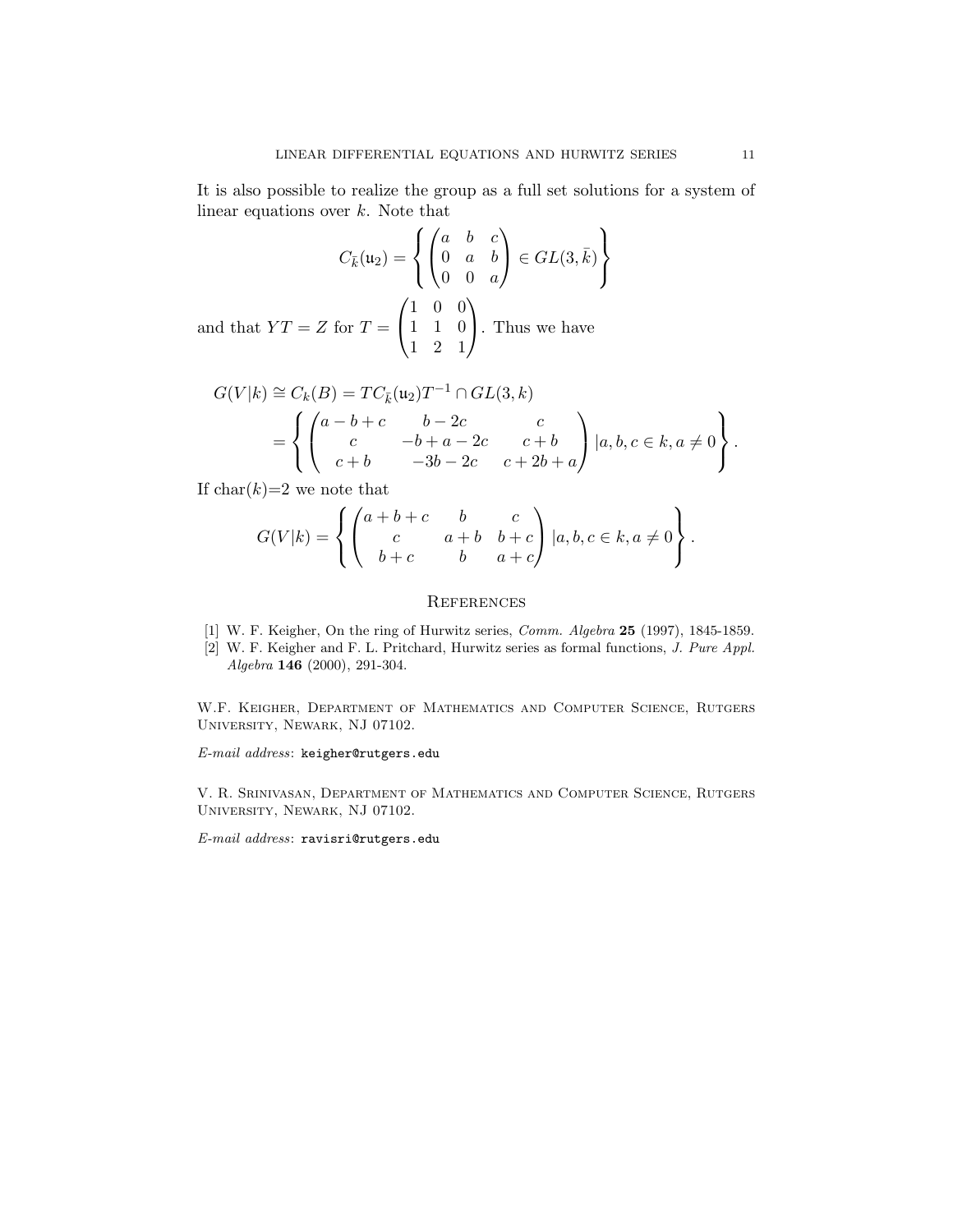It is also possible to realize the group as a full set solutions for a system of linear equations over $k$. Note that

$$C_{\bar{k}}(\mathfrak{u}_2) = \left\{ \begin{pmatrix} a & b & c \\ 0 & a & b \\ 0 & 0 & a \end{pmatrix} \in GL(3, \bar{k}) \right\}$$

and that $YT = Z$ for $T = \begin{pmatrix} 1 & 0 & 0 \\ 1 & 1 & 0 \\ 1 & 2 & 1 \end{pmatrix}$. Thus we have

$$\begin{aligned} G(V|k) &\cong C_k(B) = TC_{\bar{k}}(\mathfrak{u}_2)T^{-1} \cap GL(3, k) \\ &= \left\{ \begin{pmatrix} a - b + c & b - 2c & c \\ c & -b + a - 2c & c + b \\ c + b & -3b - 2c & c + 2b + a \end{pmatrix} |a, b, c \in k, a \neq 0 \right\}. \end{aligned}$$

If char($k$)=2 we note that

$$G(V|k) = \left\{ \begin{pmatrix} a + b + c & b & c \\ c & a + b & b + c \\ b + c & b & a + c \end{pmatrix} |a, b, c \in k, a \neq 0 \right\}.$$

## References

[1] W. F. Keigher, On the ring of Hurwitz series, *Comm. Algebra* **25** (1997), 1845-1859.

[2] W. F. Keigher and F. L. Pritchard, Hurwitz series as formal functions, *J. Pure Appl. Algebra* **146** (2000), 291-304.

W.F. Keigher, Department of Mathematics and Computer Science, Rutgers University, Newark, NJ 07102.

*E-mail address*: keigher@rutgers.edu

V. R. Srinivasan, Department of Mathematics and Computer Science, Rutgers University, Newark, NJ 07102.

*E-mail address*: ravisri@rutgers.edu